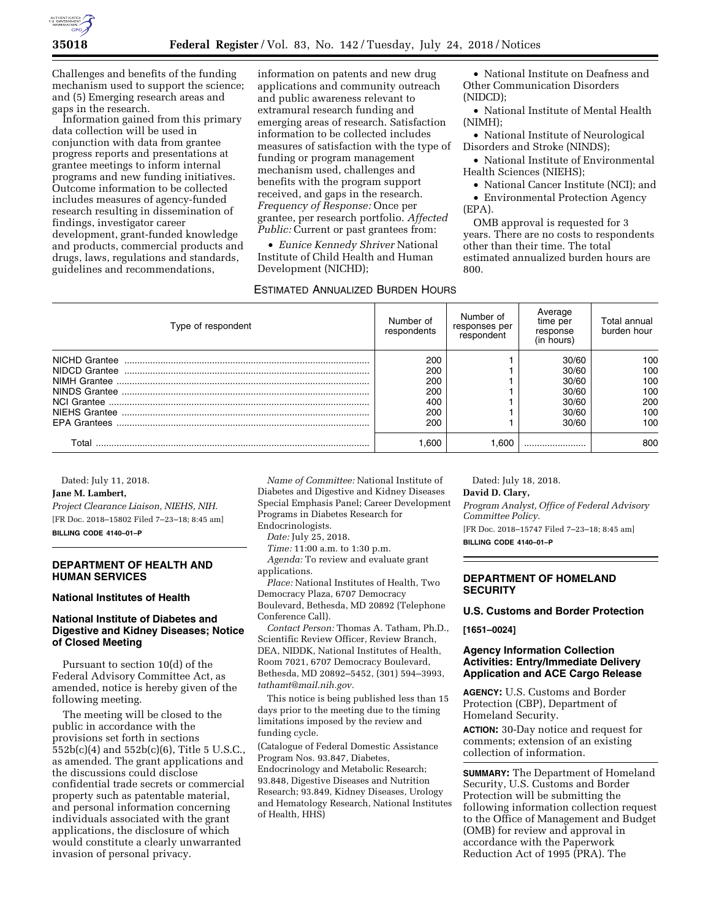Challenges and benefits of the funding mechanism used to support the science; and (5) Emerging research areas and gaps in the research.

Information gained from this primary data collection will be used in conjunction with data from grantee progress reports and presentations at grantee meetings to inform internal programs and new funding initiatives. Outcome information to be collected includes measures of agency-funded research resulting in dissemination of findings, investigator career development, grant-funded knowledge and products, commercial products and drugs, laws, regulations and standards, guidelines and recommendations, information on patents and new drug applications and community outreach and public awareness relevant to extramural research funding and emerging areas of research. Satisfaction information to be collected includes measures of satisfaction with the type of funding or program management mechanism used, challenges and benefits with the program support received, and gaps in the research. *Frequency of Response:* Once per grantee, per research portfolio. *Affected Public:* Current or past grantees from:

- *Eunice Kennedy Shriver* National Institute of Child Health and Human Development (NICHD);
- National Institute on Deafness and Other Communication Disorders (NIDCD);
- National Institute of Mental Health (NIMH);
- National Institute of Neurological Disorders and Stroke (NINDS);
- National Institute of Environmental Health Sciences (NIEHS);
- National Cancer Institute (NCI); and
- Environmental Protection Agency (EPA).

OMB approval is requested for 3 years. There are no costs to respondents other than their time. The total estimated annualized burden hours are 800.

ESTIMATED ANNUALIZED BURDEN HOURS

| Type of respondent | Number of respondents | Number of responses per respondent | Average time per response (in hours) | Total annual burden hour |
|---|---|---|---|---|
| NICHD Grantee | 200 | 1 | 30/60 | 100 |
| NIDCD Grantee | 200 | 1 | 30/60 | 100 |
| NIMH Grantee | 200 | 1 | 30/60 | 100 |
| NINDS Grantee | 200 | 1 | 30/60 | 100 |
| NCI Grantee | 400 | 1 | 30/60 | 200 |
| NIEHS Grantee | 200 | 1 | 30/60 | 100 |
| EPA Grantees | 200 | 1 | 30/60 | 100 |
| Total | 1,600 | 1,600 | .................... | 800 |

Dated: July 11, 2018.

**Jane M. Lambert,**

*Project Clearance Liaison, NIEHS, NIH.*

[FR Doc. 2018–15802 Filed 7–23–18; 8:45 am]

**BILLING CODE 4140–01–P**

## DEPARTMENT OF HEALTH AND HUMAN SERVICES

### National Institutes of Health

### National Institute of Diabetes and Digestive and Kidney Diseases; Notice of Closed Meeting

Pursuant to section 10(d) of the Federal Advisory Committee Act, as amended, notice is hereby given of the following meeting.

The meeting will be closed to the public in accordance with the provisions set forth in sections 552b(c)(4) and 552b(c)(6), Title 5 U.S.C., as amended. The grant applications and the discussions could disclose confidential trade secrets or commercial property such as patentable material, and personal information concerning individuals associated with the grant applications, the disclosure of which would constitute a clearly unwarranted invasion of personal privacy.

*Name of Committee:* National Institute of Diabetes and Digestive and Kidney Diseases Special Emphasis Panel; Career Development Programs in Diabetes Research for Endocrinologists.

*Date:* July 25, 2018.

*Time:* 11:00 a.m. to 1:30 p.m.

*Agenda:* To review and evaluate grant applications.

*Place:* National Institutes of Health, Two Democracy Plaza, 6707 Democracy Boulevard, Bethesda, MD 20892 (Telephone Conference Call).

*Contact Person:* Thomas A. Tatham, Ph.D., Scientific Review Officer, Review Branch, DEA, NIDDK, National Institutes of Health, Room 7021, 6707 Democracy Boulevard, Bethesda, MD 20892–5452, (301) 594–3993, *tathamt@mail.nih.gov.*

This notice is being published less than 15 days prior to the meeting due to the timing limitations imposed by the review and funding cycle.

(Catalogue of Federal Domestic Assistance Program Nos. 93.847, Diabetes, Endocrinology and Metabolic Research; 93.848, Digestive Diseases and Nutrition Research; 93.849, Kidney Diseases, Urology and Hematology Research, National Institutes of Health, HHS)

Dated: July 18, 2018.

**David D. Clary,**

*Program Analyst, Office of Federal Advisory Committee Policy.*

[FR Doc. 2018–15747 Filed 7–23–18; 8:45 am]

**BILLING CODE 4140–01–P**

## DEPARTMENT OF HOMELAND SECURITY

### U.S. Customs and Border Protection

**[1651–0024]**

### Agency Information Collection Activities: Entry/Immediate Delivery Application and ACE Cargo Release

**AGENCY:** U.S. Customs and Border Protection (CBP), Department of Homeland Security.

**ACTION:** 30-Day notice and request for comments; extension of an existing collection of information.

**SUMMARY:** The Department of Homeland Security, U.S. Customs and Border Protection will be submitting the following information collection request to the Office of Management and Budget (OMB) for review and approval in accordance with the Paperwork Reduction Act of 1995 (PRA). The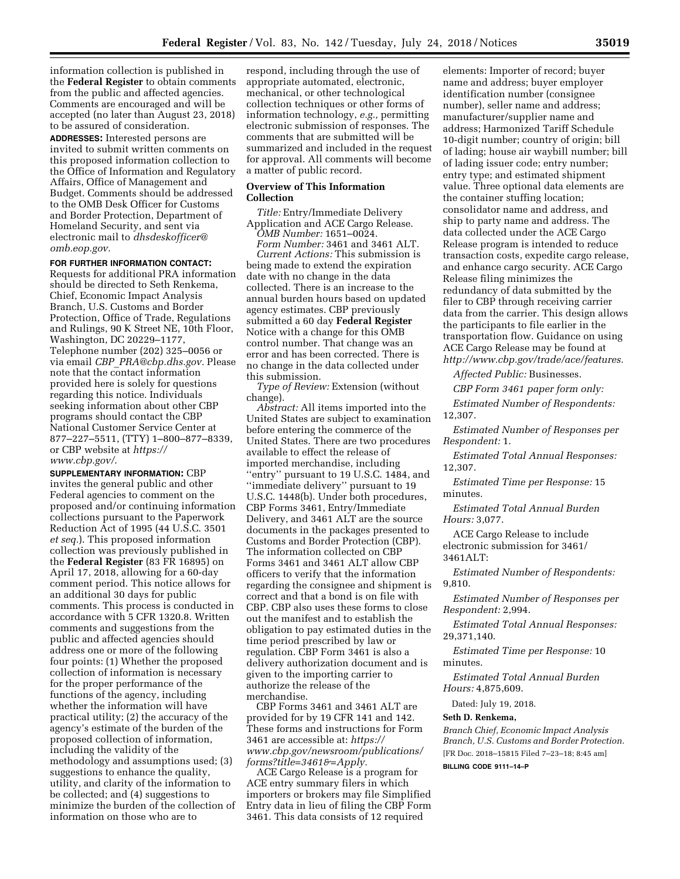information collection is published in the **Federal Register** to obtain comments from the public and affected agencies. Comments are encouraged and will be accepted (no later than August 23, 2018) to be assured of consideration.

**ADDRESSES:** Interested persons are invited to submit written comments on this proposed information collection to the Office of Information and Regulatory Affairs, Office of Management and Budget. Comments should be addressed to the OMB Desk Officer for Customs and Border Protection, Department of Homeland Security, and sent via electronic mail to *dhsdeskofficer@omb.eop.gov.*

**FOR FURTHER INFORMATION CONTACT:** Requests for additional PRA information should be directed to Seth Renkema, Chief, Economic Impact Analysis Branch, U.S. Customs and Border Protection, Office of Trade, Regulations and Rulings, 90 K Street NE, 10th Floor, Washington, DC 20229–1177, Telephone number (202) 325–0056 or via email *CBP_PRA@cbp.dhs.gov.* Please note that the contact information provided here is solely for questions regarding this notice. Individuals seeking information about other CBP programs should contact the CBP National Customer Service Center at 877–227–5511, (TTY) 1–800–877–8339, or CBP website at *https://www.cbp.gov/.*

**SUPPLEMENTARY INFORMATION:** CBP invites the general public and other Federal agencies to comment on the proposed and/or continuing information collections pursuant to the Paperwork Reduction Act of 1995 (44 U.S.C. 3501 *et seq.*). This proposed information collection was previously published in the **Federal Register** (83 FR 16895) on April 17, 2018, allowing for a 60-day comment period. This notice allows for an additional 30 days for public comments. This process is conducted in accordance with 5 CFR 1320.8. Written comments and suggestions from the public and affected agencies should address one or more of the following four points: (1) Whether the proposed collection of information is necessary for the proper performance of the functions of the agency, including whether the information will have practical utility; (2) the accuracy of the agency's estimate of the burden of the proposed collection of information, including the validity of the methodology and assumptions used; (3) suggestions to enhance the quality, utility, and clarity of the information to be collected; and (4) suggestions to minimize the burden of the collection of information on those who are to respond, including through the use of appropriate automated, electronic, mechanical, or other technological collection techniques or other forms of information technology, *e.g.,* permitting electronic submission of responses. The comments that are submitted will be summarized and included in the request for approval. All comments will become a matter of public record.

## Overview of This Information Collection

*Title:* Entry/Immediate Delivery Application and ACE Cargo Release.

*OMB Number:* 1651–0024.

*Form Number:* 3461 and 3461 ALT.

*Current Actions:* This submission is being made to extend the expiration date with no change in the data collected. There is an increase to the annual burden hours based on updated agency estimates. CBP previously submitted a 60 day **Federal Register** Notice with a change for this OMB control number. That change was an error and has been corrected. There is no change in the data collected under this submission.

*Type of Review:* Extension (without change).

*Abstract:* All items imported into the United States are subject to examination before entering the commerce of the United States. There are two procedures available to effect the release of imported merchandise, including "entry" pursuant to 19 U.S.C. 1484, and "immediate delivery" pursuant to 19 U.S.C. 1448(b). Under both procedures, CBP Forms 3461, Entry/Immediate Delivery, and 3461 ALT are the source documents in the packages presented to Customs and Border Protection (CBP). The information collected on CBP Forms 3461 and 3461 ALT allow CBP officers to verify that the information regarding the consignee and shipment is correct and that a bond is on file with CBP. CBP also uses these forms to close out the manifest and to establish the obligation to pay estimated duties in the time period prescribed by law or regulation. CBP Form 3461 is also a delivery authorization document and is given to the importing carrier to authorize the release of the merchandise.

CBP Forms 3461 and 3461 ALT are provided for by 19 CFR 141 and 142. These forms and instructions for Form 3461 are accessible at: *https://www.cbp.gov/newsroom/publications/forms?title=3461&=Apply.*

ACE Cargo Release is a program for ACE entry summary filers in which importers or brokers may file Simplified Entry data in lieu of filing the CBP Form 3461. This data consists of 12 required elements: Importer of record; buyer name and address; buyer employer identification number (consignee number), seller name and address; manufacturer/supplier name and address; Harmonized Tariff Schedule 10-digit number; country of origin; bill of lading; house air waybill number; bill of lading issuer code; entry number; entry type; and estimated shipment value. Three optional data elements are the container stuffing location; consolidator name and address, and ship to party name and address. The data collected under the ACE Cargo Release program is intended to reduce transaction costs, expedite cargo release, and enhance cargo security. ACE Cargo Release filing minimizes the redundancy of data submitted by the filer to CBP through receiving carrier data from the carrier. This design allows the participants to file earlier in the transportation flow. Guidance on using ACE Cargo Release may be found at *http://www.cbp.gov/trade/ace/features.*

*Affected Public:* Businesses.

*CBP Form 3461 paper form only:*

*Estimated Number of Respondents:* 12,307.

*Estimated Number of Responses per Respondent:* 1.

*Estimated Total Annual Responses:* 12,307.

*Estimated Time per Response:* 15 minutes.

*Estimated Total Annual Burden Hours:* 3,077.

ACE Cargo Release to include electronic submission for 3461/3461ALT:

*Estimated Number of Respondents:* 9,810.

*Estimated Number of Responses per Respondent:* 2,994.

*Estimated Total Annual Responses:* 29,371,140.

*Estimated Time per Response:* 10 minutes.

*Estimated Total Annual Burden Hours:* 4,875,609.

Dated: July 19, 2018.

**Seth D. Renkema,**

*Branch Chief, Economic Impact Analysis Branch, U.S. Customs and Border Protection.*

[FR Doc. 2018–15815 Filed 7–23–18; 8:45 am]

**BILLING CODE 9111–14–P**